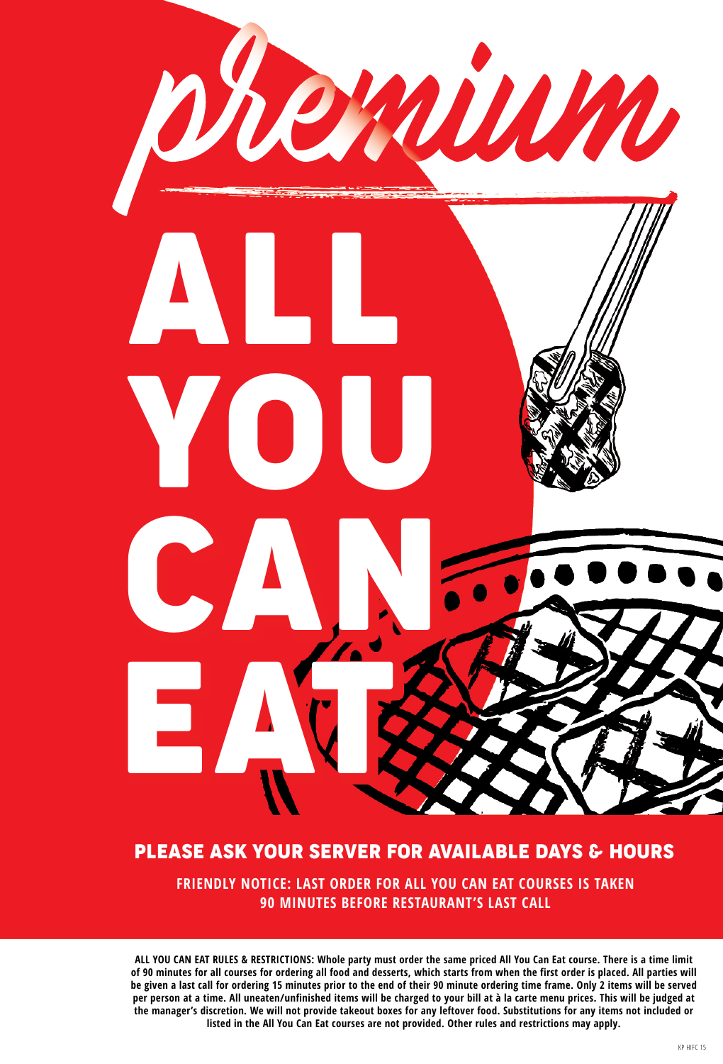# premium

# ALL YOU CAN EAT

## PLEASE ASK YOUR SERVER FOR AVAILABLE DAYS & HOURS

**FRIENDLY NOTICE: LAST ORDER FOR ALL YOU CAN EAT COURSES IS TAKEN 90 MINUTES BEFORE RESTAURANT'S LAST CALL**

**ALL YOU CAN EAT RULES & RESTRICTIONS: Whole party must order the same priced All You Can Eat course. There is a time limit of 90 minutes for all courses for ordering all food and desserts, which starts from when the first order is placed. All parties will be given a last call for ordering 15 minutes prior to the end of their 90 minute ordering time frame. Only 2 items will be served per person at a time. All uneaten/unfinished items will be charged to your bill at à la carte menu prices. This will be judged at the manager's discretion. We will not provide takeout boxes for any leftover food. Substitutions for any items not included or listed in the All You Can Eat courses are not provided. Other rules and restrictions may apply.**

KP HIFC 15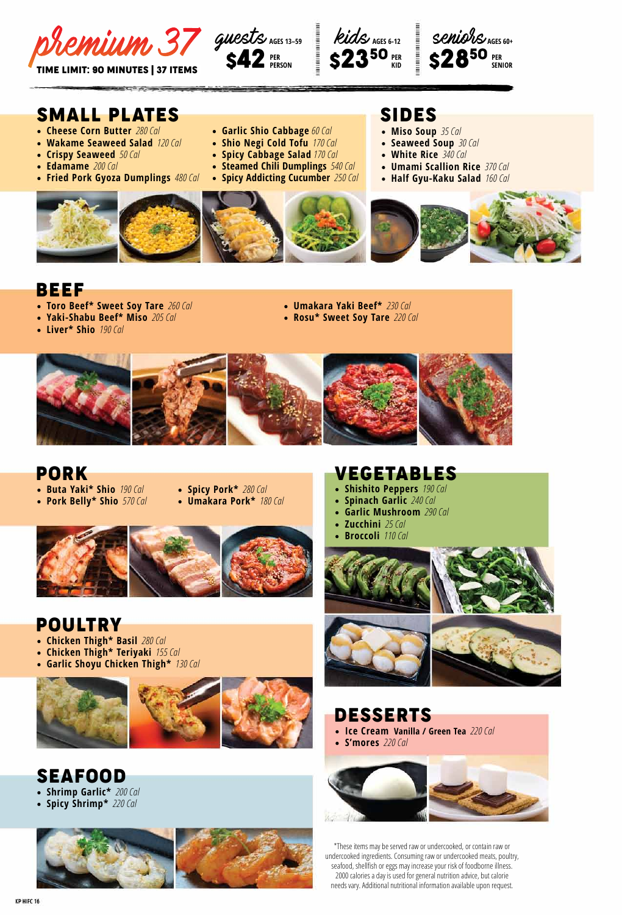# premium 37

**TIME LIMIT: 90 MINUTES | 37 ITEMS**

| guests AGES 13–59 | kids AGES 6-12 | seniors AGES 60+ |
|---|---|---|
| $42 PER PERSON | $23.50 PER KID | $28.50 PER SENIOR |

## SMALL PLATES

- **Cheese Corn Butter** *280 Cal*
- **Wakame Seaweed Salad** *120 Cal*
- **Crispy Seaweed** *50 Cal*
- **Edamame** *200 Cal*
- **Fried Pork Gyoza Dumplings** *480 Cal*
- **Garlic Shio Cabbage** *60 Cal*
- **Shio Negi Cold Tofu** *170 Cal*
- **Spicy Cabbage Salad** *170 Cal*
- **Steamed Chili Dumplings** *540 Cal*
- **Spicy Addicting Cucumber** *250 Cal*

## SIDES

- **Miso Soup** *35 Cal*
- **Seaweed Soup** *30 Cal*
- **White Rice** *340 Cal*
- **Umami Scallion Rice** *370 Cal*
- **Half Gyu-Kaku Salad** *160 Cal*

## BEEF

- **Toro Beef* Sweet Soy Tare** *260 Cal*
- **Yaki-Shabu Beef* Miso** *205 Cal*
- **Liver* Shio** *190 Cal*
- **Umakara Yaki Beef*** *230 Cal*
- **Rosu* Sweet Soy Tare** *220 Cal*

## PORK

- **Buta Yaki* Shio** *190 Cal*
- **Pork Belly* Shio** *570 Cal*
- **Spicy Pork*** *280 Cal*
- **Umakara Pork*** *180 Cal*

## VEGETABLES

- **Shishito Peppers** *190 Cal*
- **Spinach Garlic** *240 Cal*
- **Garlic Mushroom** *290 Cal*
- **Zucchini** *25 Cal*
- **Broccoli** *110 Cal*

## POULTRY

- **Chicken Thigh* Basil** *280 Cal*
- **Chicken Thigh* Teriyaki** *155 Cal*
- **Garlic Shoyu Chicken Thigh*** *130 Cal*

## SEAFOOD

- **Shrimp Garlic*** *200 Cal*
- **Spicy Shrimp*** *220 Cal*

## DESSERTS

- **Ice Cream Vanilla / Green Tea** *220 Cal*
- **S'mores** *220 Cal*

*These items may be served raw or undercooked, or contain raw or undercooked ingredients. Consuming raw or undercooked meats, poultry, seafood, shellfish or eggs may increase your risk of foodborne illness. 2000 calories a day is used for general nutrition advice, but calorie needs vary. Additional nutritional information available upon request.

KP HIFC 16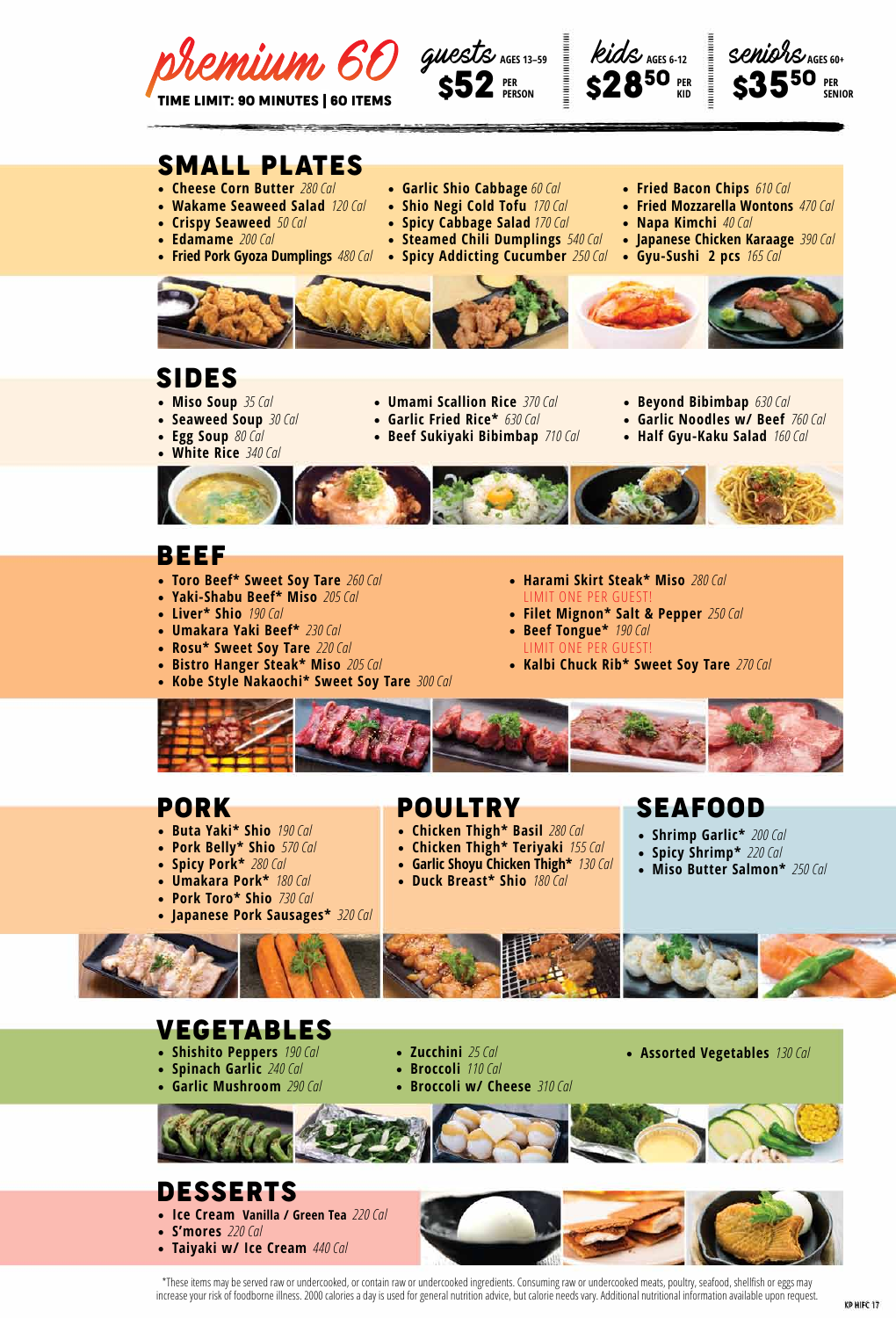# premium 60

TIME LIMIT: 90 MINUTES | 60 ITEMS

**guests** AGES 13–59 **$52** PER PERSON

**kids** AGES 6-12 **$28.50** PER KID

**seniors** AGES 60+ **$35.50** PER SENIOR

## SMALL PLATES

- **Cheese Corn Butter** *280 Cal*
- **Wakame Seaweed Salad** *120 Cal*
- **Crispy Seaweed** *50 Cal*
- **Edamame** *200 Cal*
- **Fried Pork Gyoza Dumplings** *480 Cal*
- **Garlic Shio Cabbage** *60 Cal*
- **Shio Negi Cold Tofu** *170 Cal*
- **Spicy Cabbage Salad** *170 Cal*
- **Steamed Chili Dumplings** *540 Cal*
- **Spicy Addicting Cucumber** *250 Cal*
- **Fried Bacon Chips** *610 Cal*
- **Fried Mozzarella Wontons** *470 Cal*
- **Napa Kimchi** *40 Cal*
- **Japanese Chicken Karaage** *390 Cal*
- **Gyu-Sushi 2 pcs** *165 Cal*

## SIDES

- **Miso Soup** *35 Cal*
- **Seaweed Soup** *30 Cal*
- **Egg Soup** *80 Cal*
- **White Rice** *340 Cal*
- **Umami Scallion Rice** *370 Cal*
- **Garlic Fried Rice*** *630 Cal*
- **Beef Sukiyaki Bibimbap** *710 Cal*
- **Beyond Bibimbap** *630 Cal*
- **Garlic Noodles w/ Beef** *760 Cal*
- **Half Gyu-Kaku Salad** *160 Cal*

## BEEF

- **Toro Beef* Sweet Soy Tare** *260 Cal*
- **Yaki-Shabu Beef* Miso** *205 Cal*
- **Liver* Shio** *190 Cal*
- **Umakara Yaki Beef*** *230 Cal*
- **Rosu* Sweet Soy Tare** *220 Cal*
- **Bistro Hanger Steak* Miso** *205 Cal*
- **Kobe Style Nakaochi* Sweet Soy Tare** *300 Cal*
- **Harami Skirt Steak* Miso** *280 Cal* LIMIT ONE PER GUEST!
- **Filet Mignon* Salt & Pepper** *250 Cal*
- **Beef Tongue*** *190 Cal* LIMIT ONE PER GUEST!
- **Kalbi Chuck Rib* Sweet Soy Tare** *270 Cal*

## PORK

- **Buta Yaki* Shio** *190 Cal*
- **Pork Belly* Shio** *570 Cal*
- **Spicy Pork*** *280 Cal*
- **Umakara Pork*** *180 Cal*
- **Pork Toro* Shio** *730 Cal*
- **Japanese Pork Sausages*** *320 Cal*

## POULTRY

- **Chicken Thigh* Basil** *280 Cal*
- **Chicken Thigh* Teriyaki** *155 Cal*
- **Garlic Shoyu Chicken Thigh*** *130 Cal*
- **Duck Breast* Shio** *180 Cal*

## SEAFOOD

- **Shrimp Garlic*** *200 Cal*
- **Spicy Shrimp*** *220 Cal*
- **Miso Butter Salmon*** *250 Cal*

## VEGETABLES

- **Shishito Peppers** *190 Cal*
- **Spinach Garlic** *240 Cal*
- **Garlic Mushroom** *290 Cal*
- **Zucchini** *25 Cal*
- **Broccoli** *110 Cal*
- **Broccoli w/ Cheese** *310 Cal*
- **Assorted Vegetables** *130 Cal*

## DESSERTS

- **Ice Cream Vanilla / Green Tea** *220 Cal*
- **S'mores** *220 Cal*
- **Taiyaki w/ Ice Cream** *440 Cal*

*These items may be served raw or undercooked, or contain raw or undercooked ingredients. Consuming raw or undercooked meats, poultry, seafood, shellfish or eggs may increase your risk of foodborne illness. 2000 calories a day is used for general nutrition advice, but calorie needs vary. Additional nutritional information available upon request.

KP HIFC 17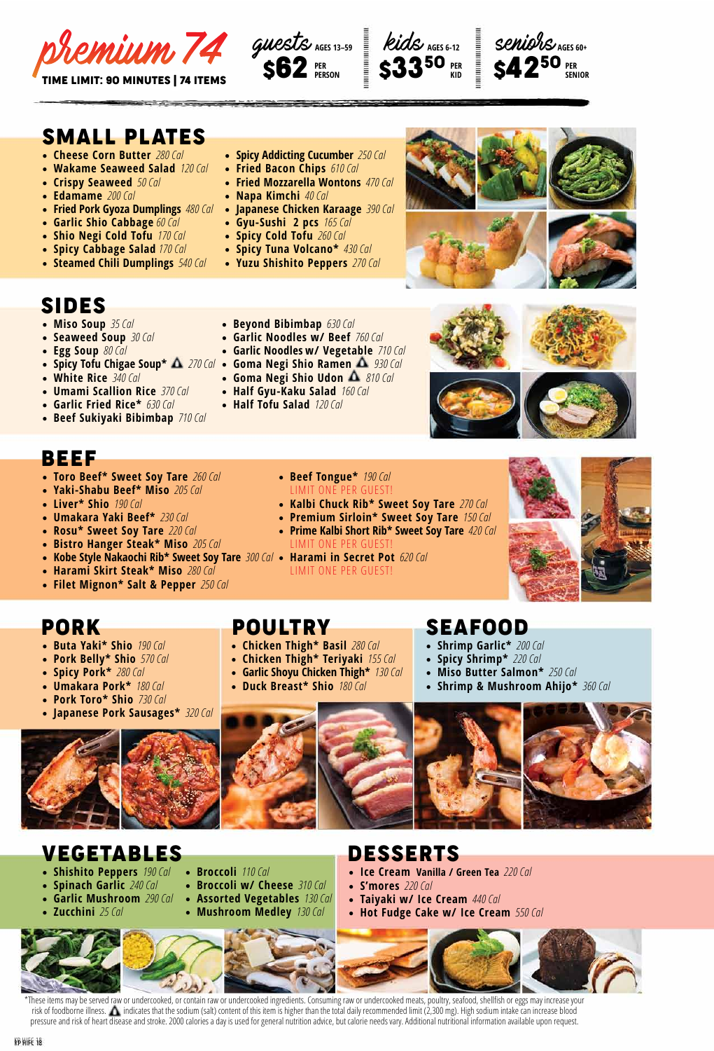# premium 74

**TIME LIMIT: 90 MINUTES | 74 ITEMS**

**guests** AGES 13–59 **$62** PER PERSON

**kids** AGES 6-12 **$33.50** PER KID

**seniors** AGES 60+ **$42.50** PER SENIOR

## SMALL PLATES

- **Cheese Corn Butter** *280 Cal*
- **Wakame Seaweed Salad** *120 Cal*
- **Crispy Seaweed** *50 Cal*
- **Edamame** *200 Cal*
- **Fried Pork Gyoza Dumplings** *480 Cal*
- **Garlic Shio Cabbage** *60 Cal*
- **Shio Negi Cold Tofu** *170 Cal*
- **Spicy Cabbage Salad** *170 Cal*
- **Steamed Chili Dumplings** *540 Cal*
- **Spicy Addicting Cucumber** *250 Cal*
- **Fried Bacon Chips** *610 Cal*
- **Fried Mozzarella Wontons** *470 Cal*
- **Napa Kimchi** *40 Cal*
- **Japanese Chicken Karaage** *390 Cal*
- **Gyu-Sushi 2 pcs** *165 Cal*
- **Spicy Cold Tofu** *260 Cal*
- **Spicy Tuna Volcano*** *430 Cal*
- **Yuzu Shishito Peppers** *270 Cal*

## SIDES

- **Miso Soup** *35 Cal*
- **Seaweed Soup** *30 Cal*
- **Egg Soup** *80 Cal*
- **Spicy Tofu Chigae Soup*** ⚠ *270 Cal*
- **White Rice** *340 Cal*
- **Umami Scallion Rice** *370 Cal*
- **Garlic Fried Rice*** *630 Cal*
- **Beef Sukiyaki Bibimbap** *710 Cal*
- **Beyond Bibimbap** *630 Cal*
- **Garlic Noodles w/ Beef** *760 Cal*
- **Garlic Noodles w/ Vegetable** *710 Cal*
- **Goma Negi Shio Ramen** ⚠ *930 Cal*
- **Goma Negi Shio Udon** ⚠ *810 Cal*
- **Half Gyu-Kaku Salad** *160 Cal*
- **Half Tofu Salad** *120 Cal*

## BEEF

- **Toro Beef* Sweet Soy Tare** *260 Cal*
- **Yaki-Shabu Beef* Miso** *205 Cal*
- **Liver* Shio** *190 Cal*
- **Umakara Yaki Beef*** *230 Cal*
- **Rosu* Sweet Soy Tare** *220 Cal*
- **Bistro Hanger Steak* Miso** *205 Cal*
- **Kobe Style Nakaochi Rib* Sweet Soy Tare** *300 Cal*
- **Harami Skirt Steak* Miso** *280 Cal*
- **Filet Mignon* Salt & Pepper** *250 Cal*
- **Beef Tongue*** *190 Cal* LIMIT ONE PER GUEST!
- **Kalbi Chuck Rib* Sweet Soy Tare** *270 Cal*
- **Premium Sirloin* Sweet Soy Tare** *150 Cal*
- **Prime Kalbi Short Rib* Sweet Soy Tare** *420 Cal* LIMIT ONE PER GUEST!
- **Harami in Secret Pot** *620 Cal* LIMIT ONE PER GUEST!

## PORK

- **Buta Yaki* Shio** *190 Cal*
- **Pork Belly* Shio** *570 Cal*
- **Spicy Pork*** *280 Cal*
- **Umakara Pork*** *180 Cal*
- **Pork Toro* Shio** *730 Cal*
- **Japanese Pork Sausages*** *320 Cal*

## POULTRY

- **Chicken Thigh* Basil** *280 Cal*
- **Chicken Thigh* Teriyaki** *155 Cal*
- **Garlic Shoyu Chicken Thigh*** *130 Cal*
- **Duck Breast* Shio** *180 Cal*

## SEAFOOD

- **Shrimp Garlic*** *200 Cal*
- **Spicy Shrimp*** *220 Cal*
- **Miso Butter Salmon*** *250 Cal*
- **Shrimp & Mushroom Ahijo*** *360 Cal*

## VEGETABLES

- **Shishito Peppers** *190 Cal*
- **Spinach Garlic** *240 Cal*
- **Garlic Mushroom** *290 Cal*
- **Zucchini** *25 Cal*
- **Broccoli** *110 Cal*
- **Broccoli w/ Cheese** *310 Cal*
- **Assorted Vegetables** *130 Cal*
- **Mushroom Medley** *130 Cal*

## DESSERTS

- **Ice Cream Vanilla / Green Tea** *220 Cal*
- **S'mores** *220 Cal*
- **Taiyaki w/ Ice Cream** *440 Cal*
- **Hot Fudge Cake w/ Ice Cream** *550 Cal*

*These items may be served raw or undercooked, or contain raw or undercooked ingredients. Consuming raw or undercooked meats, poultry, seafood, shellfish or eggs may increase your risk of foodborne illness. ⚠ indicates that the sodium (salt) content of this item is higher than the total daily recommended limit (2,300 mg). High sodium intake can increase blood pressure and risk of heart disease and stroke. 2000 calories a day is used for general nutrition advice, but calorie needs vary. Additional nutritional information available upon request.